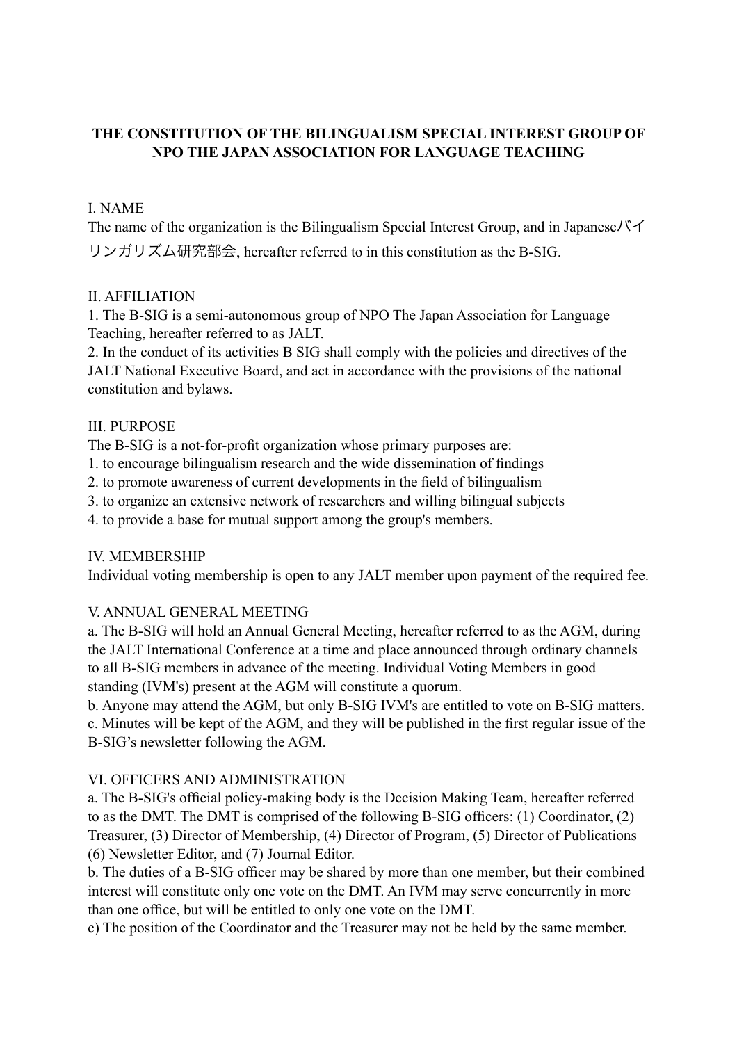# THE CONSTITUTION OF THE BILINGUALISM SPECIAL INTEREST GROUP OF NPO THE JAPAN ASSOCIATION FOR LANGUAGE TEACHING

## I. NAME

The name of the organization is the Bilingualism Special Interest Group, and in Japaneseバイリンガリズム研究部会, hereafter referred to in this constitution as the B-SIG.

## II. AFFILIATION

1. The B-SIG is a semi-autonomous group of NPO The Japan Association for Language Teaching, hereafter referred to as JALT.
2. In the conduct of its activities B SIG shall comply with the policies and directives of the JALT National Executive Board, and act in accordance with the provisions of the national constitution and bylaws.

## III. PURPOSE

The B-SIG is a not-for-profit organization whose primary purposes are:
1. to encourage bilingualism research and the wide dissemination of findings
2. to promote awareness of current developments in the field of bilingualism
3. to organize an extensive network of researchers and willing bilingual subjects
4. to provide a base for mutual support among the group's members.

## IV. MEMBERSHIP

Individual voting membership is open to any JALT member upon payment of the required fee.

## V. ANNUAL GENERAL MEETING

a. The B-SIG will hold an Annual General Meeting, hereafter referred to as the AGM, during the JALT International Conference at a time and place announced through ordinary channels to all B-SIG members in advance of the meeting. Individual Voting Members in good standing (IVM's) present at the AGM will constitute a quorum.
b. Anyone may attend the AGM, but only B-SIG IVM's are entitled to vote on B-SIG matters.
c. Minutes will be kept of the AGM, and they will be published in the first regular issue of the B-SIG's newsletter following the AGM.

## VI. OFFICERS AND ADMINISTRATION

a. The B-SIG's official policy-making body is the Decision Making Team, hereafter referred to as the DMT. The DMT is comprised of the following B-SIG officers: (1) Coordinator, (2) Treasurer, (3) Director of Membership, (4) Director of Program, (5) Director of Publications (6) Newsletter Editor, and (7) Journal Editor.
b. The duties of a B-SIG officer may be shared by more than one member, but their combined interest will constitute only one vote on the DMT. An IVM may serve concurrently in more than one office, but will be entitled to only one vote on the DMT.
c) The position of the Coordinator and the Treasurer may not be held by the same member.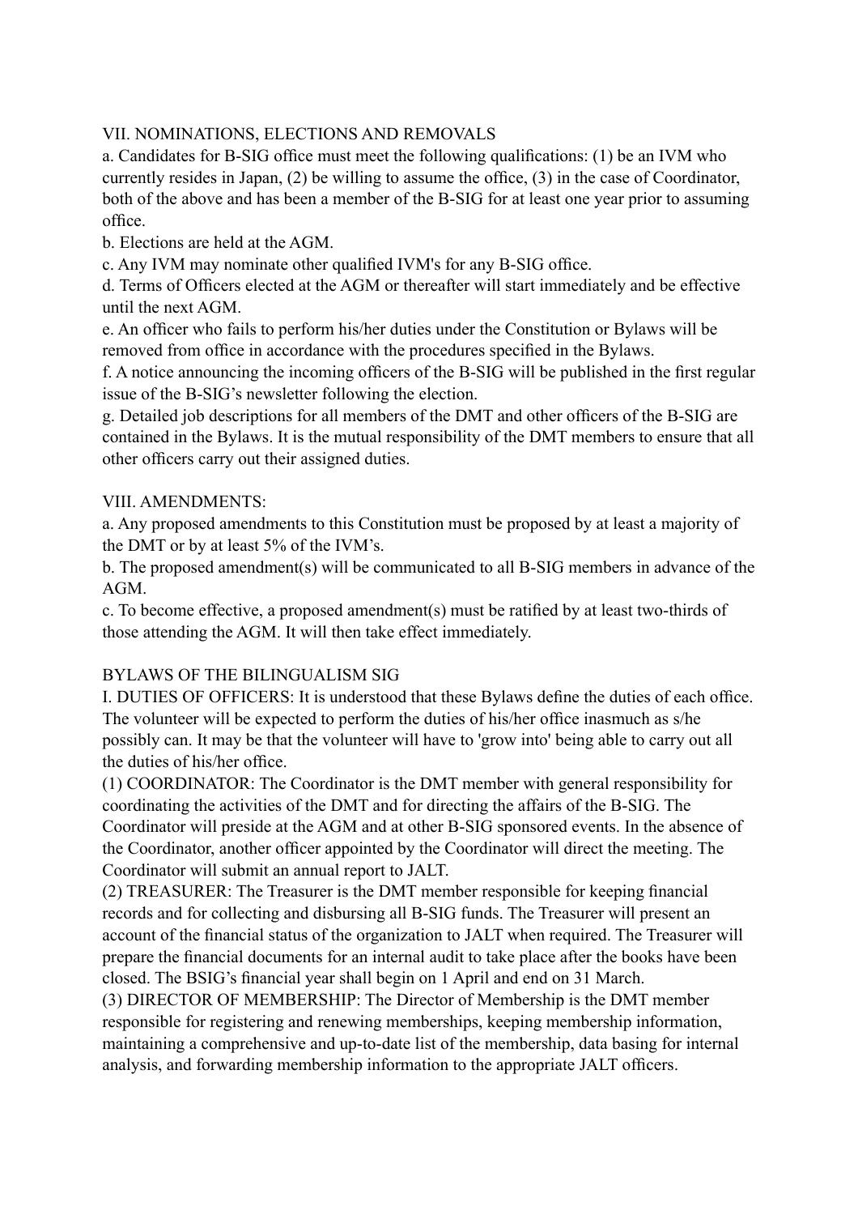## VII. NOMINATIONS, ELECTIONS AND REMOVALS

a. Candidates for B-SIG office must meet the following qualifications: (1) be an IVM who currently resides in Japan, (2) be willing to assume the office, (3) in the case of Coordinator, both of the above and has been a member of the B-SIG for at least one year prior to assuming office.

b. Elections are held at the AGM.

c. Any IVM may nominate other qualified IVM's for any B-SIG office.

d. Terms of Officers elected at the AGM or thereafter will start immediately and be effective until the next AGM.

e. An officer who fails to perform his/her duties under the Constitution or Bylaws will be removed from office in accordance with the procedures specified in the Bylaws.

f. A notice announcing the incoming officers of the B-SIG will be published in the first regular issue of the B-SIG's newsletter following the election.

g. Detailed job descriptions for all members of the DMT and other officers of the B-SIG are contained in the Bylaws. It is the mutual responsibility of the DMT members to ensure that all other officers carry out their assigned duties.

## VIII. AMENDMENTS:

a. Any proposed amendments to this Constitution must be proposed by at least a majority of the DMT or by at least 5% of the IVM's.

b. The proposed amendment(s) will be communicated to all B-SIG members in advance of the AGM.

c. To become effective, a proposed amendment(s) must be ratified by at least two-thirds of those attending the AGM. It will then take effect immediately.

# BYLAWS OF THE BILINGUALISM SIG

I. DUTIES OF OFFICERS: It is understood that these Bylaws define the duties of each office. The volunteer will be expected to perform the duties of his/her office inasmuch as s/he possibly can. It may be that the volunteer will have to 'grow into' being able to carry out all the duties of his/her office.

(1) COORDINATOR: The Coordinator is the DMT member with general responsibility for coordinating the activities of the DMT and for directing the affairs of the B-SIG. The Coordinator will preside at the AGM and at other B-SIG sponsored events. In the absence of the Coordinator, another officer appointed by the Coordinator will direct the meeting. The Coordinator will submit an annual report to JALT.

(2) TREASURER: The Treasurer is the DMT member responsible for keeping financial records and for collecting and disbursing all B-SIG funds. The Treasurer will present an account of the financial status of the organization to JALT when required. The Treasurer will prepare the financial documents for an internal audit to take place after the books have been closed. The BSIG's financial year shall begin on 1 April and end on 31 March.

(3) DIRECTOR OF MEMBERSHIP: The Director of Membership is the DMT member responsible for registering and renewing memberships, keeping membership information, maintaining a comprehensive and up-to-date list of the membership, data basing for internal analysis, and forwarding membership information to the appropriate JALT officers.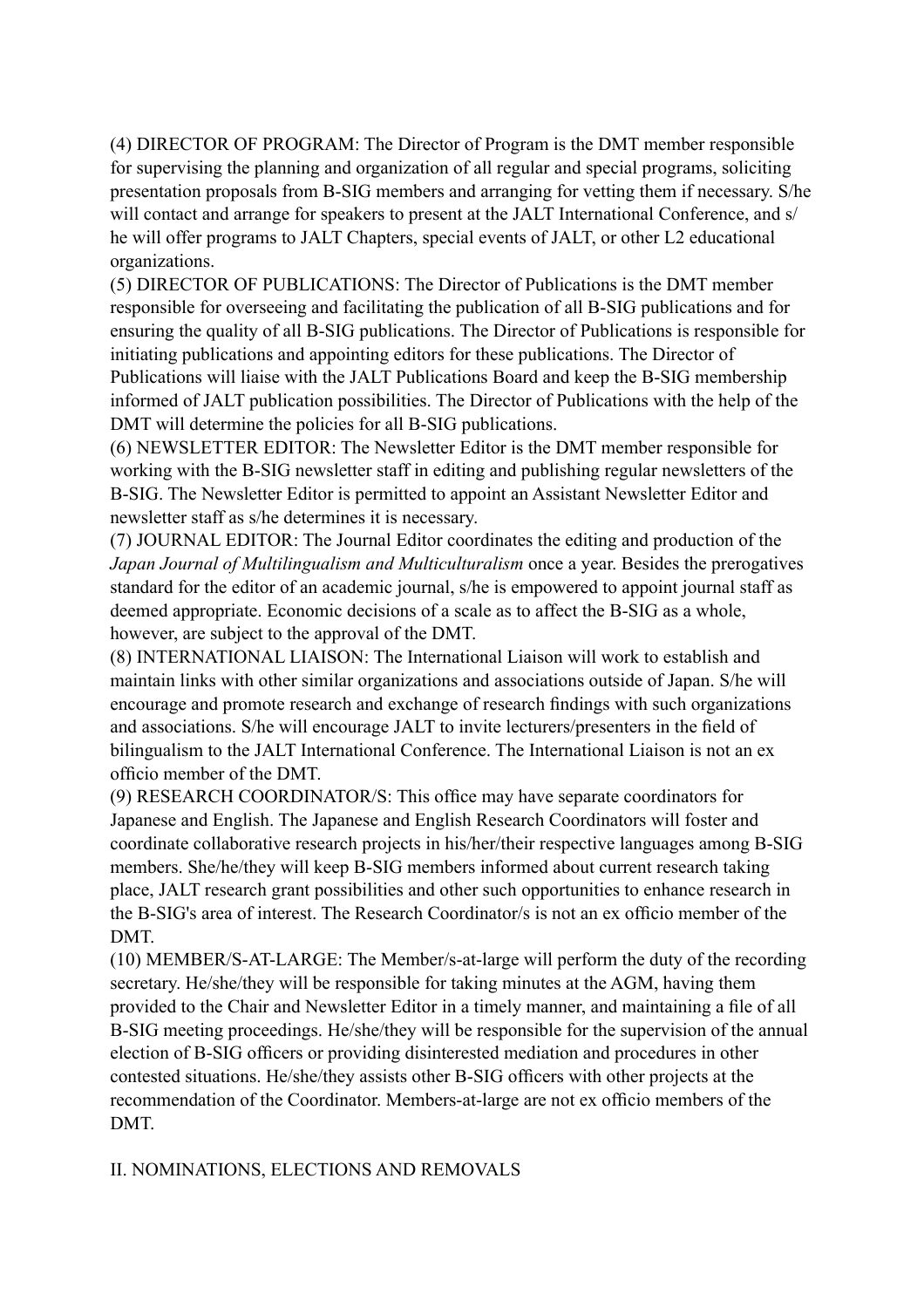(4) DIRECTOR OF PROGRAM: The Director of Program is the DMT member responsible for supervising the planning and organization of all regular and special programs, soliciting presentation proposals from B-SIG members and arranging for vetting them if necessary. S/he will contact and arrange for speakers to present at the JALT International Conference, and s/he will offer programs to JALT Chapters, special events of JALT, or other L2 educational organizations.

(5) DIRECTOR OF PUBLICATIONS: The Director of Publications is the DMT member responsible for overseeing and facilitating the publication of all B-SIG publications and for ensuring the quality of all B-SIG publications. The Director of Publications is responsible for initiating publications and appointing editors for these publications. The Director of Publications will liaise with the JALT Publications Board and keep the B-SIG membership informed of JALT publication possibilities. The Director of Publications with the help of the DMT will determine the policies for all B-SIG publications.

(6) NEWSLETTER EDITOR: The Newsletter Editor is the DMT member responsible for working with the B-SIG newsletter staff in editing and publishing regular newsletters of the B-SIG. The Newsletter Editor is permitted to appoint an Assistant Newsletter Editor and newsletter staff as s/he determines it is necessary.

(7) JOURNAL EDITOR: The Journal Editor coordinates the editing and production of the *Japan Journal of Multilingualism and Multiculturalism* once a year. Besides the prerogatives standard for the editor of an academic journal, s/he is empowered to appoint journal staff as deemed appropriate. Economic decisions of a scale as to affect the B-SIG as a whole, however, are subject to the approval of the DMT.

(8) INTERNATIONAL LIAISON: The International Liaison will work to establish and maintain links with other similar organizations and associations outside of Japan. S/he will encourage and promote research and exchange of research findings with such organizations and associations. S/he will encourage JALT to invite lecturers/presenters in the field of bilingualism to the JALT International Conference. The International Liaison is not an ex officio member of the DMT.

(9) RESEARCH COORDINATOR/S: This office may have separate coordinators for Japanese and English. The Japanese and English Research Coordinators will foster and coordinate collaborative research projects in his/her/their respective languages among B-SIG members. She/he/they will keep B-SIG members informed about current research taking place, JALT research grant possibilities and other such opportunities to enhance research in the B-SIG's area of interest. The Research Coordinator/s is not an ex officio member of the DMT.

(10) MEMBER/S-AT-LARGE: The Member/s-at-large will perform the duty of the recording secretary. He/she/they will be responsible for taking minutes at the AGM, having them provided to the Chair and Newsletter Editor in a timely manner, and maintaining a file of all B-SIG meeting proceedings. He/she/they will be responsible for the supervision of the annual election of B-SIG officers or providing disinterested mediation and procedures in other contested situations. He/she/they assists other B-SIG officers with other projects at the recommendation of the Coordinator. Members-at-large are not ex officio members of the DMT.

## II. NOMINATIONS, ELECTIONS AND REMOVALS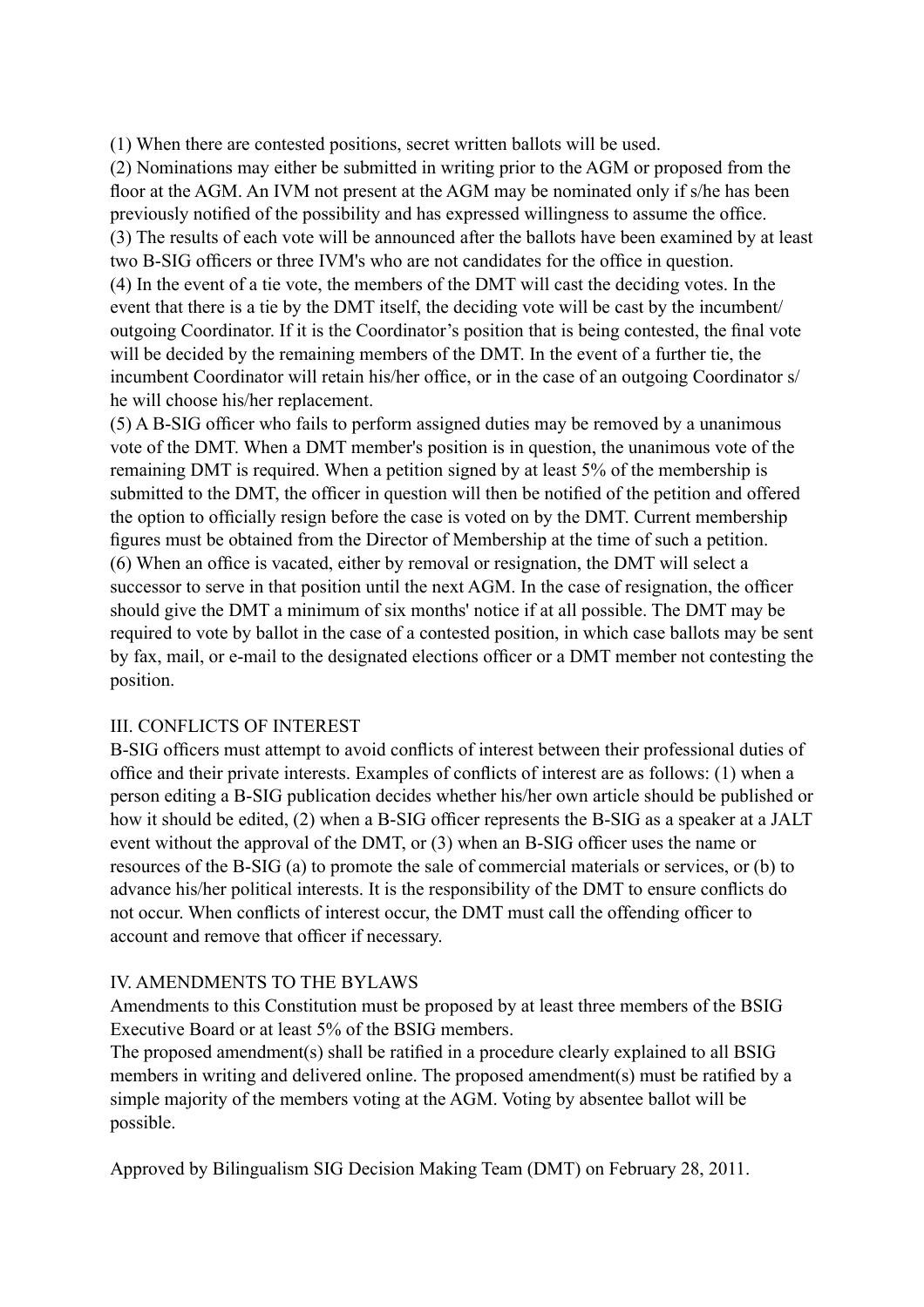(1) When there are contested positions, secret written ballots will be used.
(2) Nominations may either be submitted in writing prior to the AGM or proposed from the floor at the AGM. An IVM not present at the AGM may be nominated only if s/he has been previously notified of the possibility and has expressed willingness to assume the office.
(3) The results of each vote will be announced after the ballots have been examined by at least two B-SIG officers or three IVM's who are not candidates for the office in question.
(4) In the event of a tie vote, the members of the DMT will cast the deciding votes. In the event that there is a tie by the DMT itself, the deciding vote will be cast by the incumbent/outgoing Coordinator. If it is the Coordinator's position that is being contested, the final vote will be decided by the remaining members of the DMT. In the event of a further tie, the incumbent Coordinator will retain his/her office, or in the case of an outgoing Coordinator s/he will choose his/her replacement.
(5) A B-SIG officer who fails to perform assigned duties may be removed by a unanimous vote of the DMT. When a DMT member's position is in question, the unanimous vote of the remaining DMT is required. When a petition signed by at least 5% of the membership is submitted to the DMT, the officer in question will then be notified of the petition and offered the option to officially resign before the case is voted on by the DMT. Current membership figures must be obtained from the Director of Membership at the time of such a petition.
(6) When an office is vacated, either by removal or resignation, the DMT will select a successor to serve in that position until the next AGM. In the case of resignation, the officer should give the DMT a minimum of six months' notice if at all possible. The DMT may be required to vote by ballot in the case of a contested position, in which case ballots may be sent by fax, mail, or e-mail to the designated elections officer or a DMT member not contesting the position.

## III. CONFLICTS OF INTEREST

B-SIG officers must attempt to avoid conflicts of interest between their professional duties of office and their private interests. Examples of conflicts of interest are as follows: (1) when a person editing a B-SIG publication decides whether his/her own article should be published or how it should be edited, (2) when a B-SIG officer represents the B-SIG as a speaker at a JALT event without the approval of the DMT, or (3) when an B-SIG officer uses the name or resources of the B-SIG (a) to promote the sale of commercial materials or services, or (b) to advance his/her political interests. It is the responsibility of the DMT to ensure conflicts do not occur. When conflicts of interest occur, the DMT must call the offending officer to account and remove that officer if necessary.

## IV. AMENDMENTS TO THE BYLAWS

Amendments to this Constitution must be proposed by at least three members of the BSIG Executive Board or at least 5% of the BSIG members.
The proposed amendment(s) shall be ratified in a procedure clearly explained to all BSIG members in writing and delivered online. The proposed amendment(s) must be ratified by a simple majority of the members voting at the AGM. Voting by absentee ballot will be possible.

Approved by Bilingualism SIG Decision Making Team (DMT) on February 28, 2011.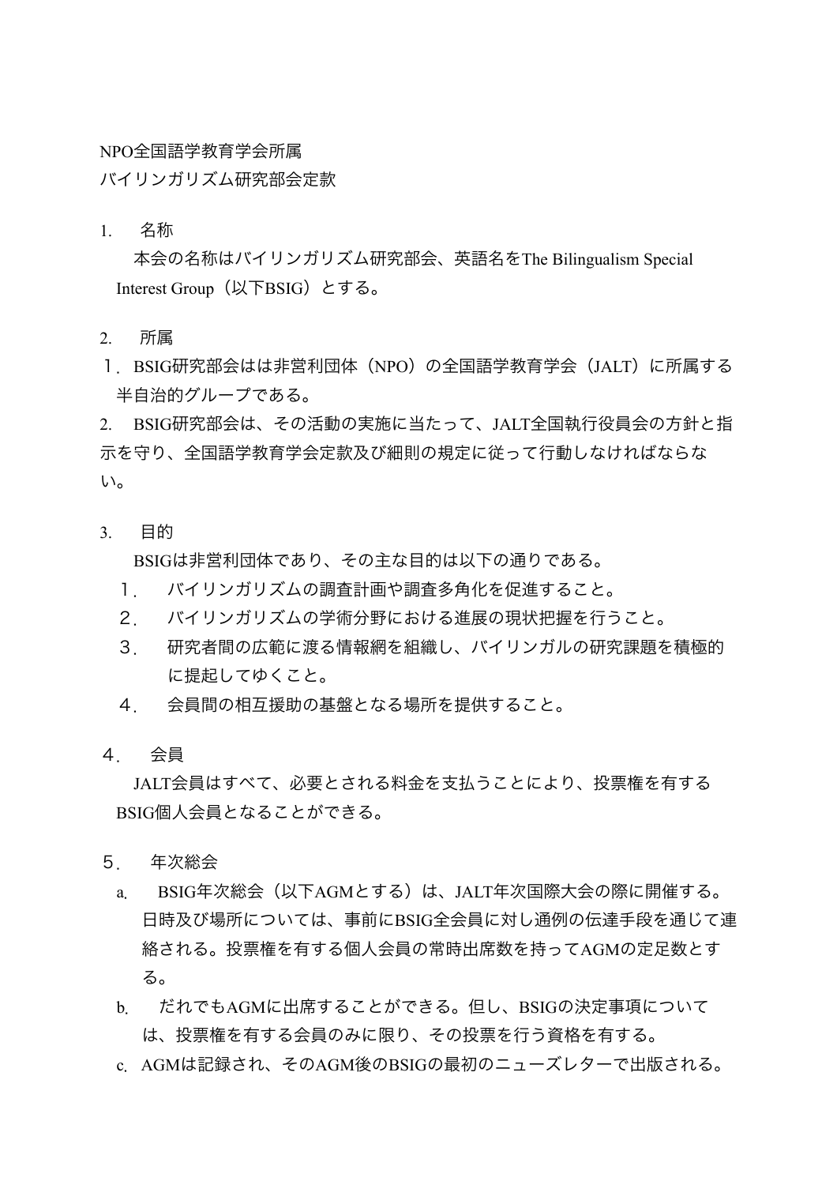NPO全国語学教育学会所属
バイリンガリズム研究部会定款

1. 名称

本会の名称はバイリンガリズム研究部会、英語名をThe Bilingualism Special Interest Group（以下BSIG）とする。

2. 所属

１．BSIG研究部会はは非営利団体（NPO）の全国語学教育学会（JALT）に所属する半自治的グループである。

2. BSIG研究部会は、その活動の実施に当たって、JALT全国執行役員会の方針と指示を守り、全国語学教育学会定款及び細則の規定に従って行動しなければならない。

3. 目的

BSIGは非営利団体であり、その主な目的は以下の通りである。

１． バイリンガリズムの調査計画や調査多角化を促進すること。
２． バイリンガリズムの学術分野における進展の現状把握を行うこと。
３． 研究者間の広範に渡る情報網を組織し、バイリンガルの研究課題を積極的に提起してゆくこと。
４． 会員間の相互援助の基盤となる場所を提供すること。

４． 会員

JALT会員はすべて、必要とされる料金を支払うことにより、投票権を有するBSIG個人会員となることができる。

５． 年次総会

a. BSIG年次総会（以下AGMとする）は、JALT年次国際大会の際に開催する。日時及び場所については、事前にBSIG全会員に対し通例の伝達手段を通じて連絡される。投票権を有する個人会員の常時出席数を持ってAGMの定足数とする。

b. だれでもAGMに出席することができる。但し、BSIGの決定事項については、投票権を有する会員のみに限り、その投票を行う資格を有する。

c. AGMは記録され、そのAGM後のBSIGの最初のニューズレターで出版される。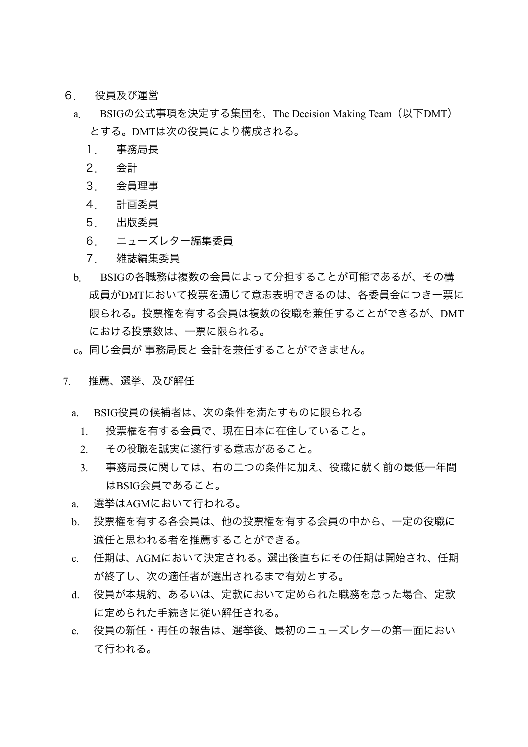## ６．　役員及び運営

a.　BSIGの公式事項を決定する集団を、The Decision Making Team（以下DMT）とする。DMTは次の役員により構成される。

１．　事務局長
２．　会計
３．　会員理事
４．　計画委員
５．　出版委員
６．　ニューズレター編集委員
７．　雑誌編集委員

b.　BSIGの各職務は複数の会員によって分担することが可能であるが、その構成員がDMTにおいて投票を通じて意志表明できるのは、各委員会につき一票に限られる。投票権を有する会員は複数の役職を兼任することができるが、DMTにおける投票数は、一票に限られる。

c。同じ会員が 事務局長と 会計を兼任することができません。

## 7.　推薦、選挙、及び解任

a.　BSIG役員の候補者は、次の条件を満たすものに限られる

1.　投票権を有する会員で、現在日本に在住していること。
2.　その役職を誠実に遂行する意志があること。
3.　事務局長に関しては、右の二つの条件に加え、役職に就く前の最低一年間はBSIG会員であること。

a.　選挙はAGMにおいて行われる。

b.　投票権を有する各会員は、他の投票権を有する会員の中から、一定の役職に適任と思われる者を推薦することができる。

c.　任期は、AGMにおいて決定される。選出後直ちにその任期は開始され、任期が終了し、次の適任者が選出されるまで有効とする。

d.　役員が本規約、あるいは、定款において定められた職務を怠った場合、定款に定められた手続きに従い解任される。

e.　役員の新任・再任の報告は、選挙後、最初のニューズレターの第一面において行われる。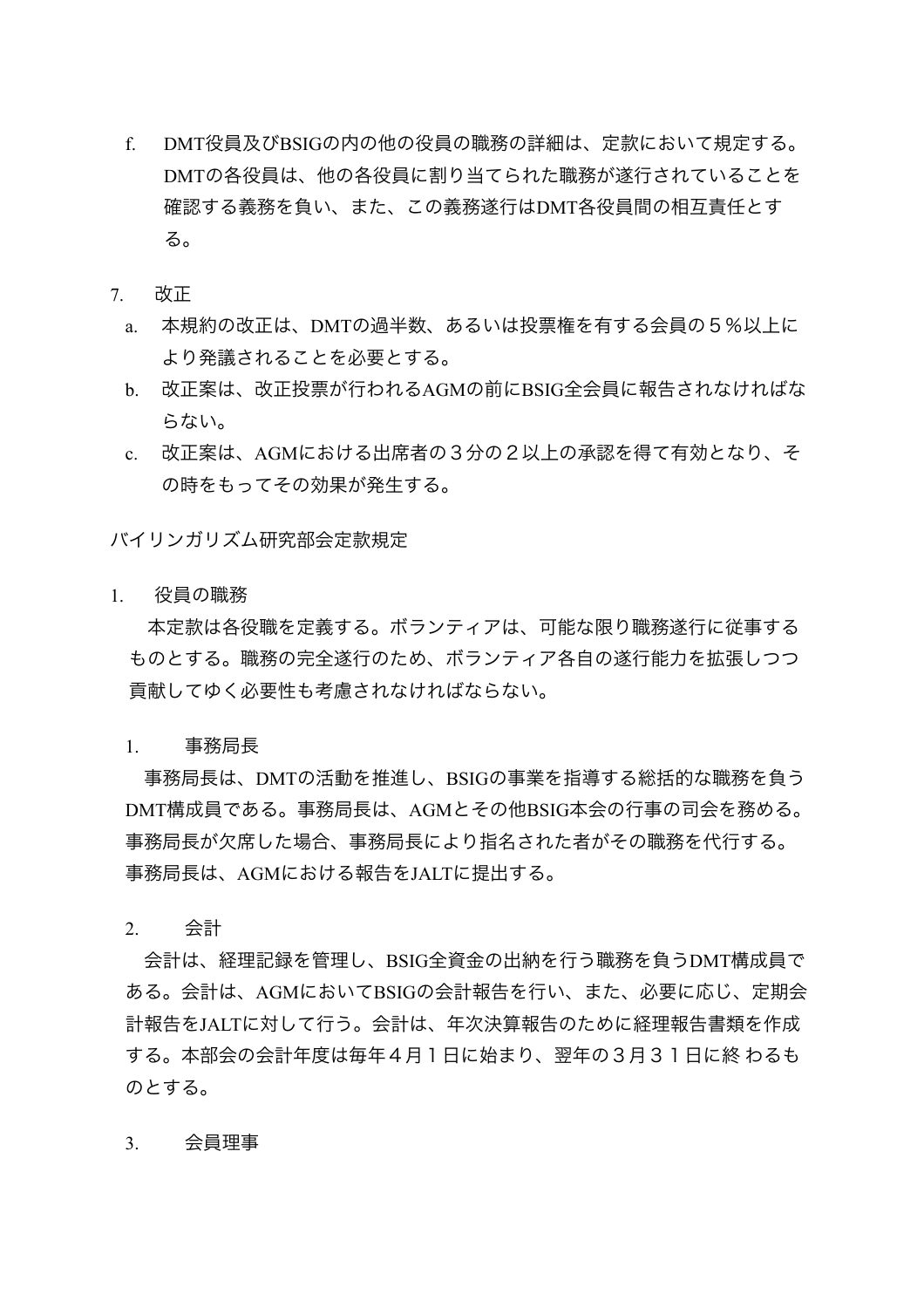f. DMT役員及びBSIGの内の他の役員の職務の詳細は、定款において規定する。DMTの各役員は、他の各役員に割り当てられた職務が遂行されていることを確認する義務を負い、また、この義務遂行はDMT各役員間の相互責任とする。

7. 改正

a. 本規約の改正は、DMTの過半数、あるいは投票権を有する会員の５％以上により発議されることを必要とする。

b. 改正案は、改正投票が行われるAGMの前にBSIG全会員に報告されなければならない。

c. 改正案は、AGMにおける出席者の３分の２以上の承認を得て有効となり、その時をもってその効果が発生する。

バイリンガリズム研究部会定款規定

1. 役員の職務

本定款は各役職を定義する。ボランティアは、可能な限り職務遂行に従事するものとする。職務の完全遂行のため、ボランティア各自の遂行能力を拡張しつつ貢献してゆく必要性も考慮されなければならない。

1. 事務局長

事務局長は、DMTの活動を推進し、BSIGの事業を指導する総括的な職務を負うDMT構成員である。事務局長は、AGMとその他BSIG本会の行事の司会を務める。事務局長が欠席した場合、事務局長により指名された者がその職務を代行する。事務局長は、AGMにおける報告をJALTに提出する。

2. 会計

会計は、経理記録を管理し、BSIG全資金の出納を行う職務を負うDMT構成員である。会計は、AGMにおいてBSIGの会計報告を行い、また、必要に応じ、定期会計報告をJALTに対して行う。会計は、年次決算報告のために経理報告書類を作成する。本部会の会計年度は毎年４月１日に始まり、翌年の３月３１日に終 わるものとする。

3. 会員理事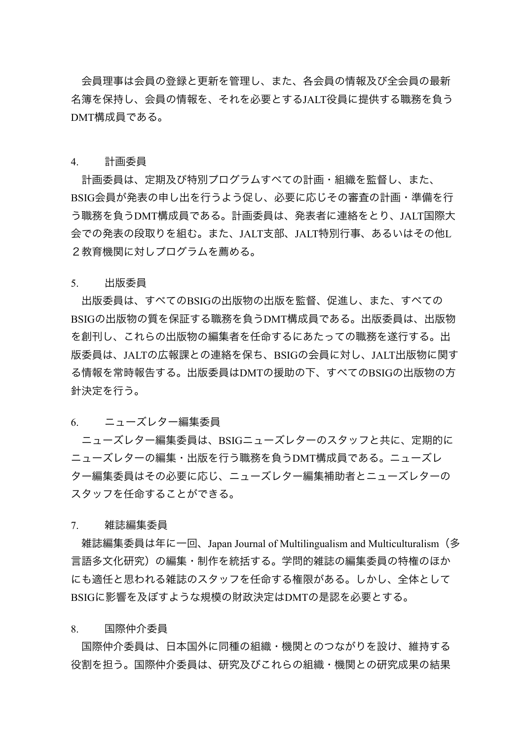会員理事は会員の登録と更新を管理し、また、各会員の情報及び全会員の最新名簿を保持し、会員の情報を、それを必要とするJALT役員に提供する職務を負うDMT構成員である。

4.　計画委員

計画委員は、定期及び特別プログラムすべての計画・組織を監督し、また、BSIG会員が発表の申し出を行うよう促し、必要に応じその審査の計画・準備を行う職務を負うDMT構成員である。計画委員は、発表者に連絡をとり、JALT国際大会での発表の段取りを組む。また、JALT支部、JALT特別行事、あるいはその他L２教育機関に対しプログラムを薦める。

5.　出版委員

出版委員は、すべてのBSIGの出版物の出版を監督、促進し、また、すべてのBSIGの出版物の質を保証する職務を負うDMT構成員である。出版委員は、出版物を創刊し、これらの出版物の編集者を任命するにあたっての職務を遂行する。出版委員は、JALTの広報課との連絡を保ち、BSIGの会員に対し、JALT出版物に関する情報を常時報告する。出版委員はDMTの援助の下、すべてのBSIGの出版物の方針決定を行う。

6.　ニューズレター編集委員

ニューズレター編集委員は、BSIGニューズレターのスタッフと共に、定期的にニューズレターの編集・出版を行う職務を負うDMT構成員である。ニューズレター編集委員はその必要に応じ、ニューズレター編集補助者とニューズレターのスタッフを任命することができる。

7.　雑誌編集委員

雑誌編集委員は年に一回、Japan Journal of Multilingualism and Multiculturalism（多言語多文化研究）の編集・制作を統括する。学問的雑誌の編集委員の特権のほかにも適任と思われる雑誌のスタッフを任命する権限がある。しかし、全体としてBSIGに影響を及ぼすような規模の財政決定はDMTの是認を必要とする。

8.　国際仲介委員

国際仲介委員は、日本国外に同種の組織・機関とのつながりを設け、維持する役割を担う。国際仲介委員は、研究及びこれらの組織・機関との研究成果の結果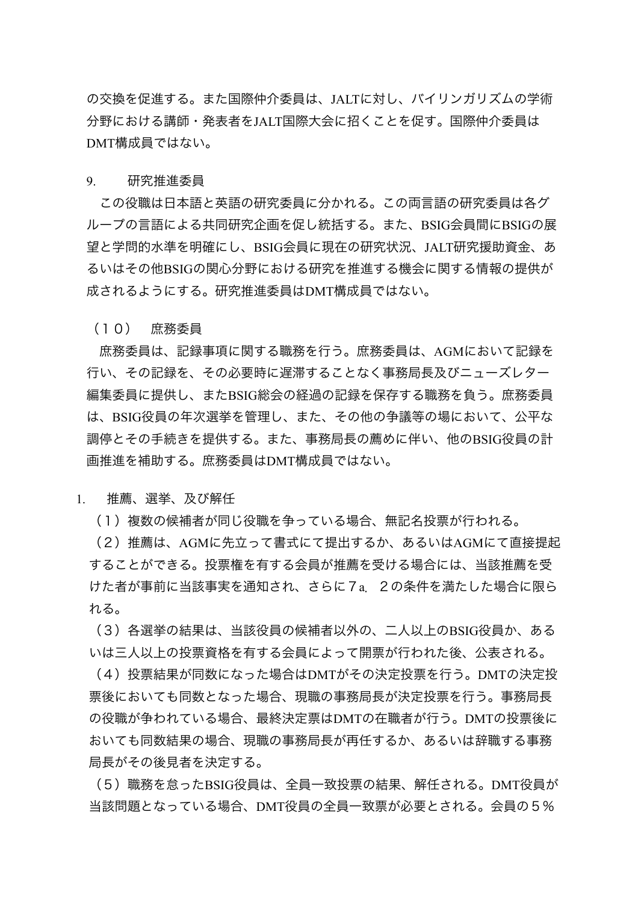の交換を促進する。また国際仲介委員は、JALTに対し、バイリンガリズムの学術分野における講師・発表者をJALT国際大会に招くことを促す。国際仲介委員はDMT構成員ではない。

9.　研究推進委員

この役職は日本語と英語の研究委員に分かれる。この両言語の研究委員は各グループの言語による共同研究企画を促し統括する。また、BSIG会員間にBSIGの展望と学問的水準を明確にし、BSIG会員に現在の研究状況、JALT研究援助資金、あるいはその他BSIGの関心分野における研究を推進する機会に関する情報の提供が成されるようにする。研究推進委員はDMT構成員ではない。

（１０）　庶務委員

庶務委員は、記録事項に関する職務を行う。庶務委員は、AGMにおいて記録を行い、その記録を、その必要時に遅滞することなく事務局長及びニューズレター編集委員に提供し、またBSIG総会の経過の記録を保存する職務を負う。庶務委員は、BSIG役員の年次選挙を管理し、また、その他の争議等の場において、公平な調停とその手続きを提供する。また、事務局長の薦めに伴い、他のBSIG役員の計画推進を補助する。庶務委員はDMT構成員ではない。

1.　推薦、選挙、及び解任

（１）複数の候補者が同じ役職を争っている場合、無記名投票が行われる。

（２）推薦は、AGMに先立って書式にて提出するか、あるいはAGMにて直接提起することができる。投票権を有する会員が推薦を受ける場合には、当該推薦を受けた者が事前に当該事実を通知され、さらに７a.　２の条件を満たした場合に限られる。

（３）各選挙の結果は、当該役員の候補者以外の、二人以上のBSIG役員か、あるいは三人以上の投票資格を有する会員によって開票が行われた後、公表される。

（４）投票結果が同数になった場合はDMTがその決定投票を行う。DMTの決定投票後においても同数となった場合、現職の事務局長が決定投票を行う。事務局長の役職が争われている場合、最終決定票はDMTの在職者が行う。DMTの投票後においても同数結果の場合、現職の事務局長が再任するか、あるいは辞職する事務局長がその後見者を決定する。

（５）職務を怠ったBSIG役員は、全員一致投票の結果、解任される。DMT役員が当該問題となっている場合、DMT役員の全員一致票が必要とされる。会員の５％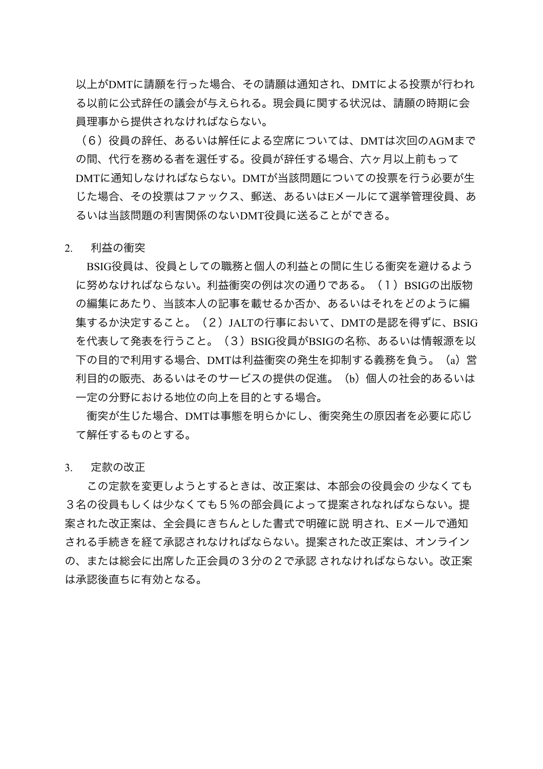以上がDMTに請願を行った場合、その請願は通知され、DMTによる投票が行われる以前に公式辞任の議会が与えられる。現会員に関する状況は、請願の時期に会員理事から提供されなければならない。

（６）役員の辞任、あるいは解任による空席については、DMTは次回のAGMまでの間、代行を務める者を選任する。役員が辞任する場合、六ヶ月以上前もってDMTに通知しなければならない。DMTが当該問題についての投票を行う必要が生じた場合、その投票はファックス、郵送、あるいはEメールにて選挙管理役員、あるいは当該問題の利害関係のないDMT役員に送ることができる。

2. 利益の衝突

BSIG役員は、役員としての職務と個人の利益との間に生じる衝突を避けるように努めなければならない。利益衝突の例は次の通りである。（１）BSIGの出版物の編集にあたり、当該本人の記事を載せるか否か、あるいはそれをどのように編集するか決定すること。（２）JALTの行事において、DMTの是認を得ずに、BSIGを代表して発表を行うこと。（３）BSIG役員がBSIGの名称、あるいは情報源を以下の目的で利用する場合、DMTは利益衝突の発生を抑制する義務を負う。（a）営利目的の販売、あるいはそのサービスの提供の促進。（b）個人の社会的あるいは一定の分野における地位の向上を目的とする場合。

衝突が生じた場合、DMTは事態を明らかにし、衝突発生の原因者を必要に応じて解任するものとする。

3. 定款の改正

この定款を変更しようとするときは、改正案は、本部会の役員会の 少なくても３名の役員もしくは少なくても５％の部会員によって提案されなければならない。提案された改正案は、全会員にきちんとした書式で明確に説 明され、Eメールで通知される手続きを経て承認されなければならない。提案された改正案は、オンラインの、または総会に出席した正会員の３分の２で承認 されなければならない。改正案は承認後直ちに有効となる。